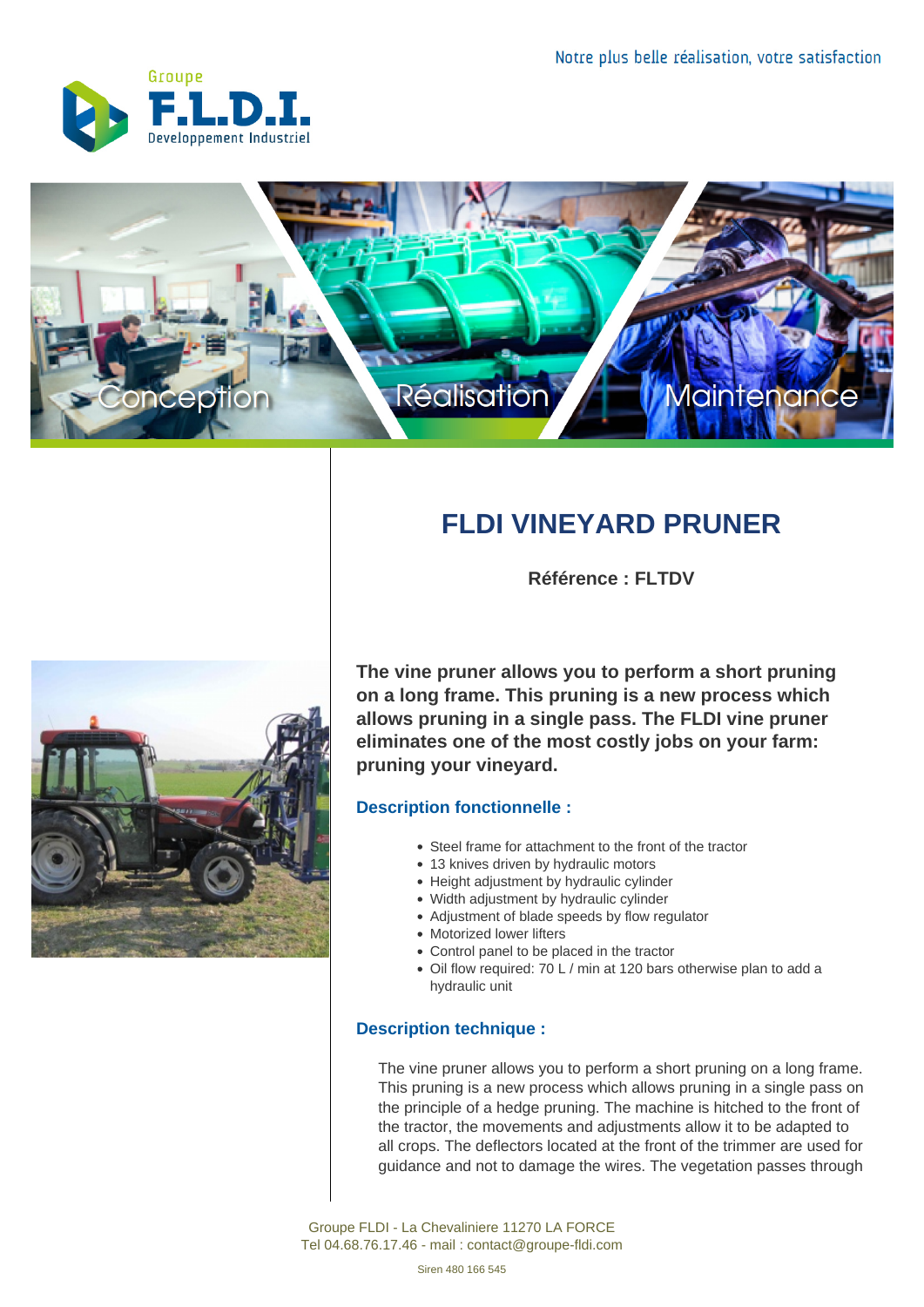Notre plus belle réalisation, votre satisfaction

Groupe F.L.D.I. Developpement Industriel

Conception Réalisation Maintenance

# FLDI VINEYARD PRUNER

**Référence : FLTDV**

**The vine pruner allows you to perform a short pruning on a long frame. This pruning is a new process which allows pruning in a single pass. The FLDI vine pruner eliminates one of the most costly jobs on your farm: pruning your vineyard.**

## Description fonctionnelle :

- Steel frame for attachment to the front of the tractor
- 13 knives driven by hydraulic motors
- Height adjustment by hydraulic cylinder
- Width adjustment by hydraulic cylinder
- Adjustment of blade speeds by flow regulator
- Motorized lower lifters
- Control panel to be placed in the tractor
- Oil flow required: 70 L / min at 120 bars otherwise plan to add a hydraulic unit

## Description technique :

The vine pruner allows you to perform a short pruning on a long frame. This pruning is a new process which allows pruning in a single pass on the principle of a hedge pruning. The machine is hitched to the front of the tractor, the movements and adjustments allow it to be adapted to all crops. The deflectors located at the front of the trimmer are used for guidance and not to damage the wires. The vegetation passes through

Groupe FLDI - La Chevaliniere 11270 LA FORCE
Tel 04.68.76.17.46 - mail : contact@groupe-fldi.com

Siren 480 166 545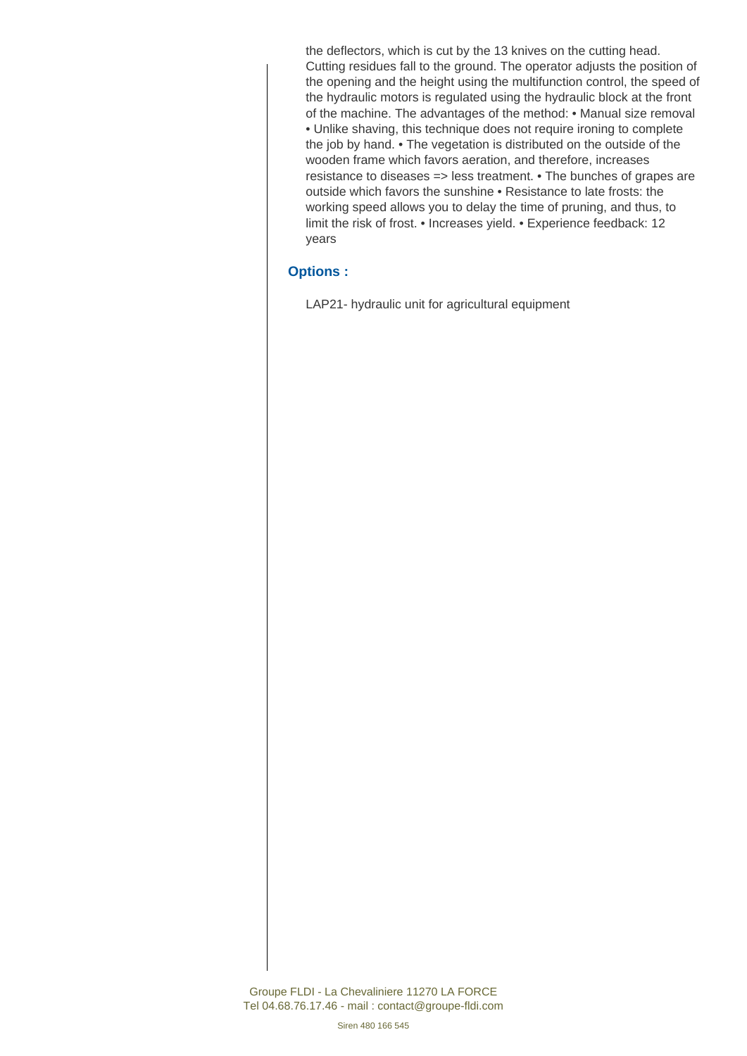the deflectors, which is cut by the 13 knives on the cutting head. Cutting residues fall to the ground. The operator adjusts the position of the opening and the height using the multifunction control, the speed of the hydraulic motors is regulated using the hydraulic block at the front of the machine. The advantages of the method: • Manual size removal • Unlike shaving, this technique does not require ironing to complete the job by hand. • The vegetation is distributed on the outside of the wooden frame which favors aeration, and therefore, increases resistance to diseases => less treatment. • The bunches of grapes are outside which favors the sunshine • Resistance to late frosts: the working speed allows you to delay the time of pruning, and thus, to limit the risk of frost. • Increases yield. • Experience feedback: 12 years

## Options :

LAP21- hydraulic unit for agricultural equipment

Groupe FLDI - La Chevaliniere 11270 LA FORCE
Tel 04.68.76.17.46 - mail : contact@groupe-fldi.com

Siren 480 166 545